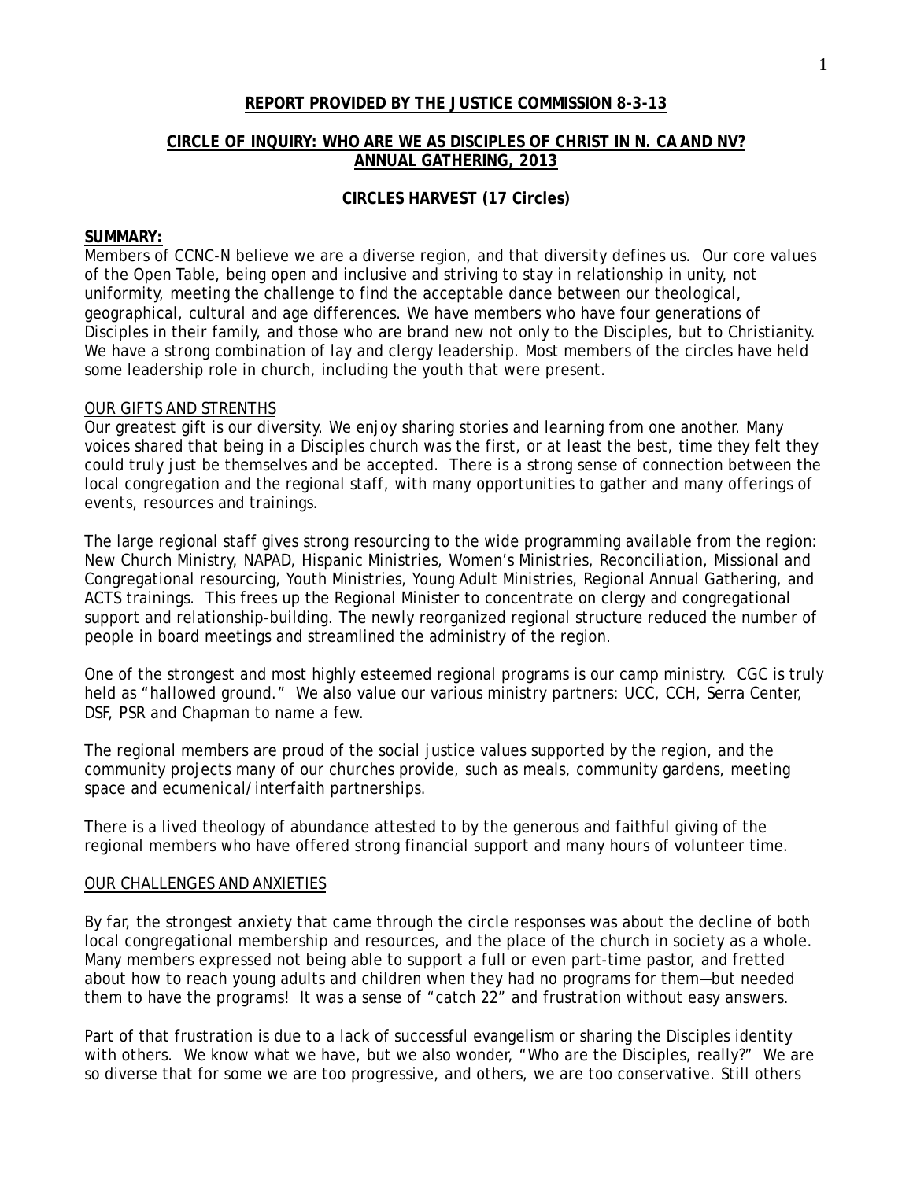**REPORT PROVIDED BY THE JUSTICE COMMISSION 8-3-13**

**CIRCLE OF INQUIRY: WHO ARE WE AS DISCIPLES OF CHRIST IN N. CA AND NV?**
**ANNUAL GATHERING, 2013**

**CIRCLES HARVEST (17 Circles)**

**SUMMARY:**
Members of CCNC-N believe we are a diverse region, and that diversity defines us. Our core values of the Open Table, being open and inclusive and striving to stay in relationship in unity, not uniformity, meeting the challenge to find the acceptable dance between our theological, geographical, cultural and age differences. We have members who have four generations of Disciples in their family, and those who are brand new not only to the Disciples, but to Christianity. We have a strong combination of lay and clergy leadership. Most members of the circles have held some leadership role in church, including the youth that were present.

OUR GIFTS AND STRENTHS

Our greatest gift is our diversity. We enjoy sharing stories and learning from one another. Many voices shared that being in a Disciples church was the first, or at least the best, time they felt they could truly just be themselves and be accepted. There is a strong sense of connection between the local congregation and the regional staff, with many opportunities to gather and many offerings of events, resources and trainings.

The large regional staff gives strong resourcing to the wide programming available from the region: New Church Ministry, NAPAD, Hispanic Ministries, Women's Ministries, Reconciliation, Missional and Congregational resourcing, Youth Ministries, Young Adult Ministries, Regional Annual Gathering, and ACTS trainings. This frees up the Regional Minister to concentrate on clergy and congregational support and relationship-building. The newly reorganized regional structure reduced the number of people in board meetings and streamlined the administry of the region.

One of the strongest and most highly esteemed regional programs is our camp ministry. CGC is truly held as "hallowed ground." We also value our various ministry partners: UCC, CCH, Serra Center, DSF, PSR and Chapman to name a few.

The regional members are proud of the social justice values supported by the region, and the community projects many of our churches provide, such as meals, community gardens, meeting space and ecumenical/interfaith partnerships.

There is a lived theology of abundance attested to by the generous and faithful giving of the regional members who have offered strong financial support and many hours of volunteer time.

OUR CHALLENGES AND ANXIETIES

By far, the strongest anxiety that came through the circle responses was about the decline of both local congregational membership and resources, and the place of the church in society as a whole. Many members expressed not being able to support a full or even part-time pastor, and fretted about how to reach young adults and children when they had no programs for them—but needed them to have the programs! It was a sense of "catch 22" and frustration without easy answers.

Part of that frustration is due to a lack of successful evangelism or sharing the Disciples identity with others. We know what we have, but we also wonder, "Who are the Disciples, really?" We are so diverse that for some we are too progressive, and others, we are too conservative. Still others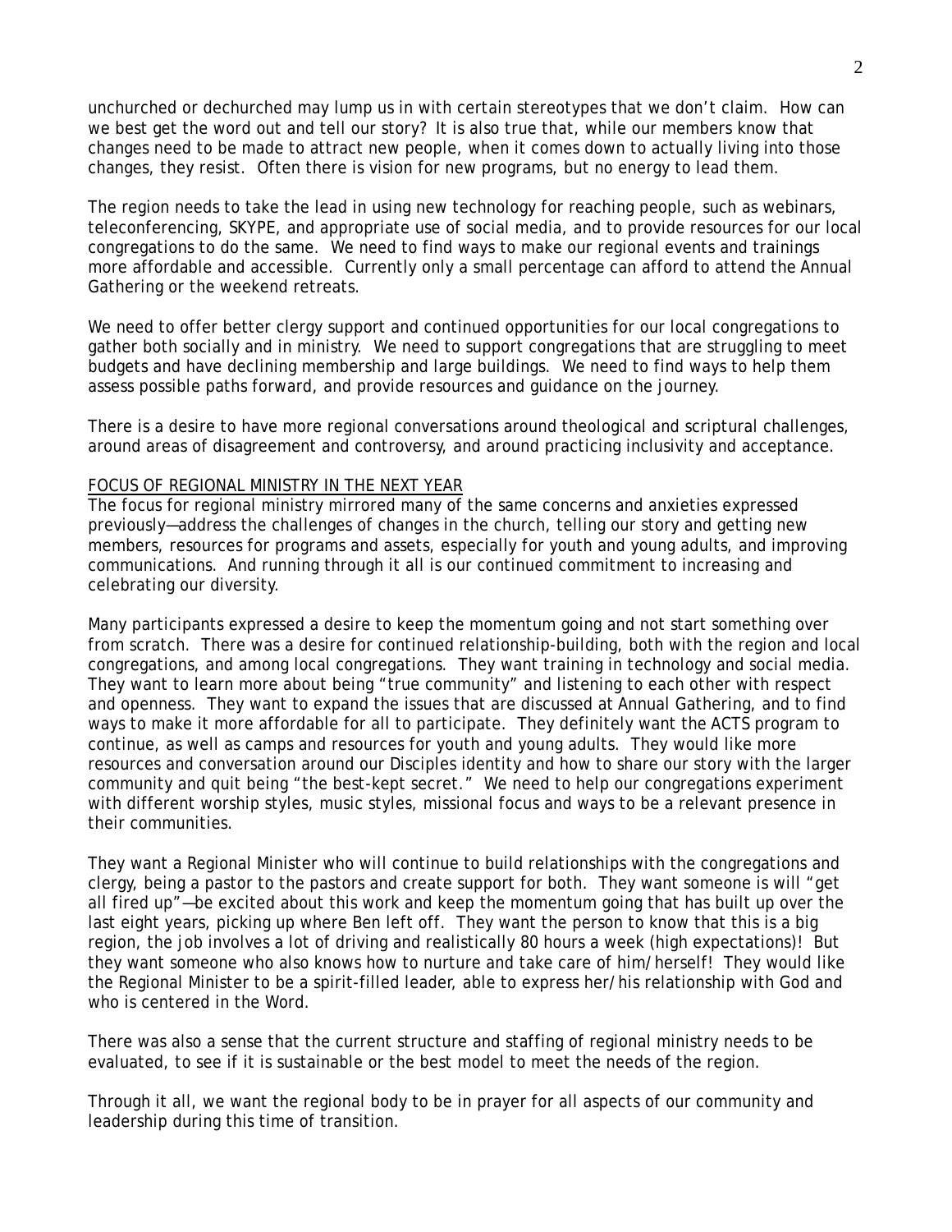unchurched or dechurched may lump us in with certain stereotypes that we don't claim. How can we best get the word out and tell our story? It is also true that, while our members know that changes need to be made to attract new people, when it comes down to actually living into those changes, they resist. Often there is vision for new programs, but no energy to lead them.

The region needs to take the lead in using new technology for reaching people, such as webinars, teleconferencing, SKYPE, and appropriate use of social media, and to provide resources for our local congregations to do the same. We need to find ways to make our regional events and trainings more affordable and accessible. Currently only a small percentage can afford to attend the Annual Gathering or the weekend retreats.

We need to offer better clergy support and continued opportunities for our local congregations to gather both socially and in ministry. We need to support congregations that are struggling to meet budgets and have declining membership and large buildings. We need to find ways to help them assess possible paths forward, and provide resources and guidance on the journey.

There is a desire to have more regional conversations around theological and scriptural challenges, around areas of disagreement and controversy, and around practicing inclusivity and acceptance.

FOCUS OF REGIONAL MINISTRY IN THE NEXT YEAR

The focus for regional ministry mirrored many of the same concerns and anxieties expressed previously—address the challenges of changes in the church, telling our story and getting new members, resources for programs and assets, especially for youth and young adults, and improving communications. And running through it all is our continued commitment to increasing and celebrating our diversity.

Many participants expressed a desire to keep the momentum going and not start something over from scratch. There was a desire for continued relationship-building, both with the region and local congregations, and among local congregations. They want training in technology and social media. They want to learn more about being "true community" and listening to each other with respect and openness. They want to expand the issues that are discussed at Annual Gathering, and to find ways to make it more affordable for all to participate. They definitely want the ACTS program to continue, as well as camps and resources for youth and young adults. They would like more resources and conversation around our Disciples identity and how to share our story with the larger community and quit being "the best-kept secret." We need to help our congregations experiment with different worship styles, music styles, missional focus and ways to be a relevant presence in their communities.

They want a Regional Minister who will continue to build relationships with the congregations and clergy, being a pastor to the pastors and create support for both. They want someone is will "get all fired up"—be excited about this work and keep the momentum going that has built up over the last eight years, picking up where Ben left off. They want the person to know that this is a big region, the job involves a lot of driving and realistically 80 hours a week (high expectations)! But they want someone who also knows how to nurture and take care of him/herself! They would like the Regional Minister to be a spirit-filled leader, able to express her/his relationship with God and who is centered in the Word.

There was also a sense that the current structure and staffing of regional ministry needs to be evaluated, to see if it is sustainable or the best model to meet the needs of the region.

Through it all, we want the regional body to be in prayer for all aspects of our community and leadership during this time of transition.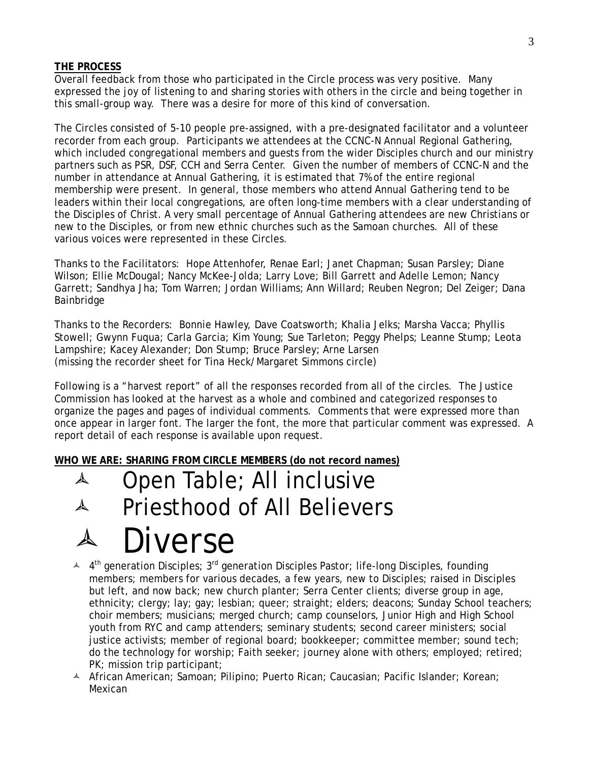**THE PROCESS**

Overall feedback from those who participated in the Circle process was very positive. Many expressed the joy of listening to and sharing stories with others in the circle and being together in this small-group way. There was a desire for more of this kind of conversation.

The Circles consisted of 5-10 people pre-assigned, with a pre-designated facilitator and a volunteer recorder from each group. Participants we attendees at the CCNC-N Annual Regional Gathering, which included congregational members and guests from the wider Disciples church and our ministry partners such as PSR, DSF, CCH and Serra Center. Given the number of members of CCNC-N and the number in attendance at Annual Gathering, it is estimated that 7% of the entire regional membership were present. In general, those members who attend Annual Gathering tend to be leaders within their local congregations, are often long-time members with a clear understanding of the Disciples of Christ. A very small percentage of Annual Gathering attendees are new Christians or new to the Disciples, or from new ethnic churches such as the Samoan churches. All of these various voices were represented in these Circles.

Thanks to the Facilitators: Hope Attenhofer, Renae Earl; Janet Chapman; Susan Parsley; Diane Wilson; Ellie McDougal; Nancy McKee-Jolda; Larry Love; Bill Garrett and Adelle Lemon; Nancy Garrett; Sandhya Jha; Tom Warren; Jordan Williams; Ann Willard; Reuben Negron; Del Zeiger; Dana Bainbridge

Thanks to the Recorders: Bonnie Hawley, Dave Coatsworth; Khalia Jelks; Marsha Vacca; Phyllis Stowell; Gwynn Fuqua; Carla Garcia; Kim Young; Sue Tarleton; Peggy Phelps; Leanne Stump; Leota Lampshire; Kacey Alexander; Don Stump; Bruce Parsley; Arne Larsen
(missing the recorder sheet for Tina Heck/Margaret Simmons circle)

Following is a "harvest report" of all the responses recorded from all of the circles. The Justice Commission has looked at the harvest as a whole and combined and categorized responses to organize the pages and pages of individual comments. Comments that were expressed more than once appear in larger font. The larger the font, the more that particular comment was expressed. A report detail of each response is available upon request.

**WHO WE ARE: SHARING FROM CIRCLE MEMBERS (do not record names)**

- ## Open Table; All inclusive
- ## Priesthood of All Believers
- # Diverse
- 4th generation Disciples; 3rd generation Disciples Pastor; life-long Disciples, founding members; members for various decades, a few years, new to Disciples; raised in Disciples but left, and now back; new church planter; Serra Center clients; diverse group in age, ethnicity; clergy; lay; gay; lesbian; queer; straight; elders; deacons; Sunday School teachers; choir members; musicians; merged church; camp counselors, Junior High and High School youth from RYC and camp attenders; seminary students; second career ministers; social justice activists; member of regional board; bookkeeper; committee member; sound tech; do the technology for worship; Faith seeker; journey alone with others; employed; retired; PK; mission trip participant;
- African American; Samoan; Pilipino; Puerto Rican; Caucasian; Pacific Islander; Korean; Mexican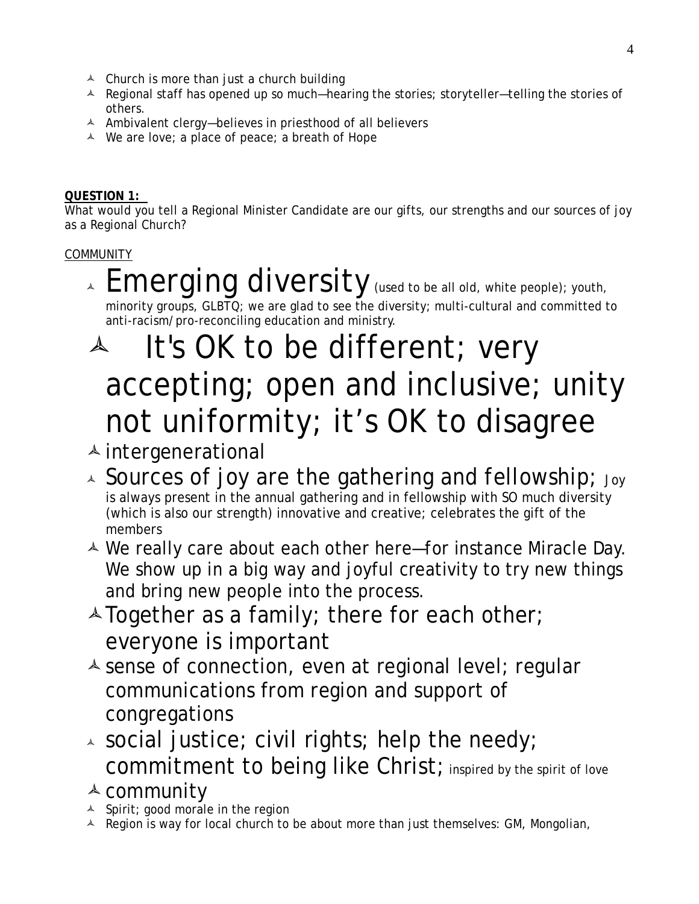- Church is more than just a church building
- Regional staff has opened up so much—hearing the stories; storyteller—telling the stories of others.
- Ambivalent clergy—believes in priesthood of all believers
- We are love; a place of peace; a breath of Hope

**QUESTION 1:**
What would you tell a Regional Minister Candidate are our gifts, our strengths and our sources of joy as a Regional Church?

COMMUNITY

- Emerging diversity (used to be all old, white people); youth, minority groups, GLBTQ; we are glad to see the diversity; multi-cultural and committed to anti-racism/pro-reconciling education and ministry.
- It's OK to be different; very accepting; open and inclusive; unity not uniformity; it's OK to disagree
- intergenerational
- Sources of joy are the gathering and fellowship; Joy is always present in the annual gathering and in fellowship with SO much diversity (which is also our strength) innovative and creative; celebrates the gift of the members
- We really care about each other here—for instance Miracle Day. We show up in a big way and joyful creativity to try new things and bring new people into the process.
- Together as a family; there for each other; everyone is important
- sense of connection, even at regional level; regular communications from region and support of congregations
- social justice; civil rights; help the needy; commitment to being like Christ; inspired by the spirit of love
- community
- Spirit; good morale in the region
- Region is way for local church to be about more than just themselves: GM, Mongolian,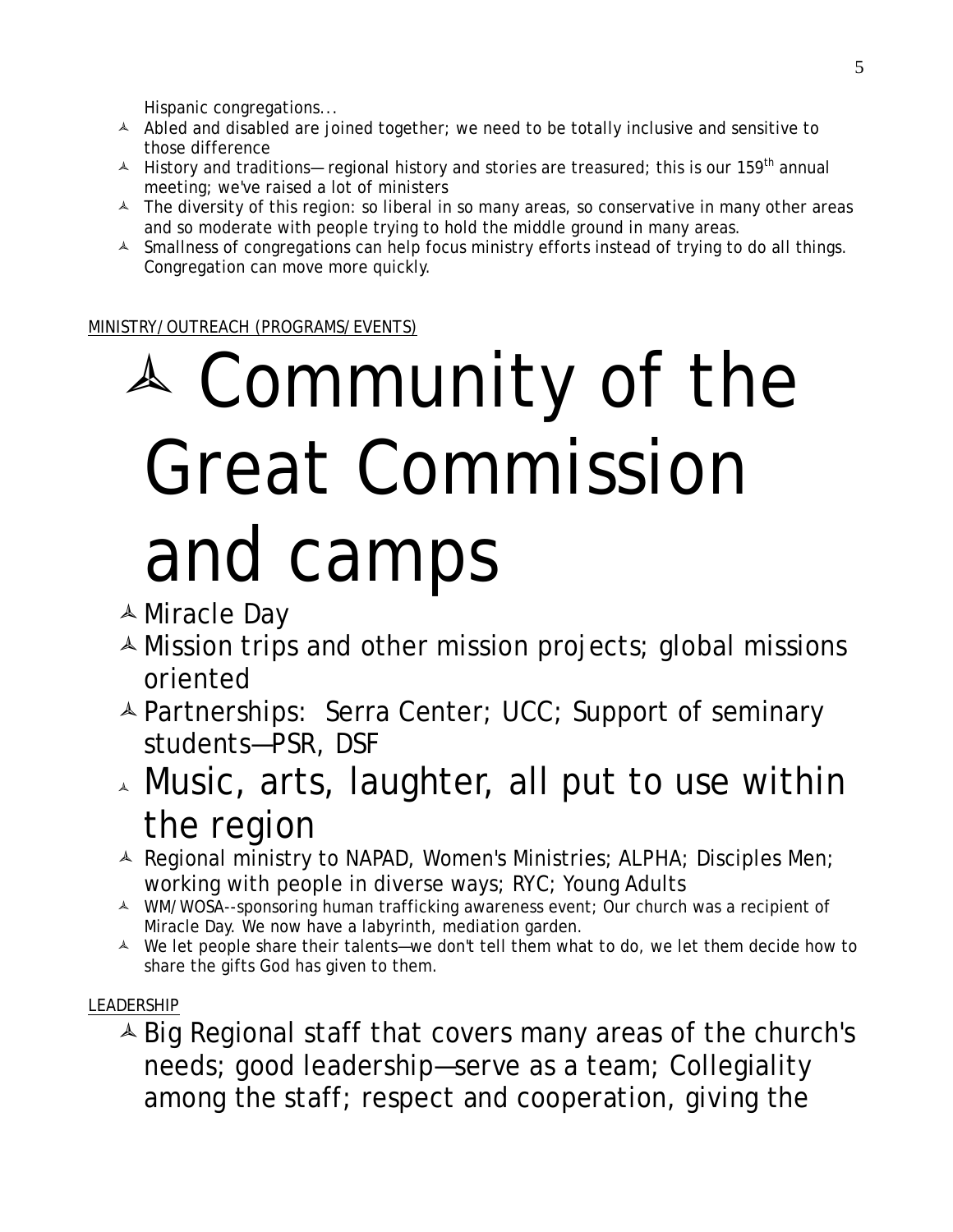Hispanic congregations...

- Abled and disabled are joined together; we need to be totally inclusive and sensitive to those difference
- History and traditions—regional history and stories are treasured; this is our 159th annual meeting; we've raised a lot of ministers
- The diversity of this region: so liberal in so many areas, so conservative in many other areas and so moderate with people trying to hold the middle ground in many areas.
- Smallness of congregations can help focus ministry efforts instead of trying to do all things. Congregation can move more quickly.

MINISTRY/OUTREACH (PROGRAMS/EVENTS)

- Community of the Great Commission and camps
- Miracle Day
- Mission trips and other mission projects; global missions oriented
- Partnerships: Serra Center; UCC; Support of seminary students—PSR, DSF
- Music, arts, laughter, all put to use within the region
- Regional ministry to NAPAD, Women's Ministries; ALPHA; Disciples Men; working with people in diverse ways; RYC; Young Adults
- WM/WOSA--sponsoring human trafficking awareness event; Our church was a recipient of Miracle Day. We now have a labyrinth, mediation garden.
- We let people share their talents—we don't tell them what to do, we let them decide how to share the gifts God has given to them.

LEADERSHIP

- Big Regional staff that covers many areas of the church's needs; good leadership—serve as a team; Collegiality among the staff; respect and cooperation, giving the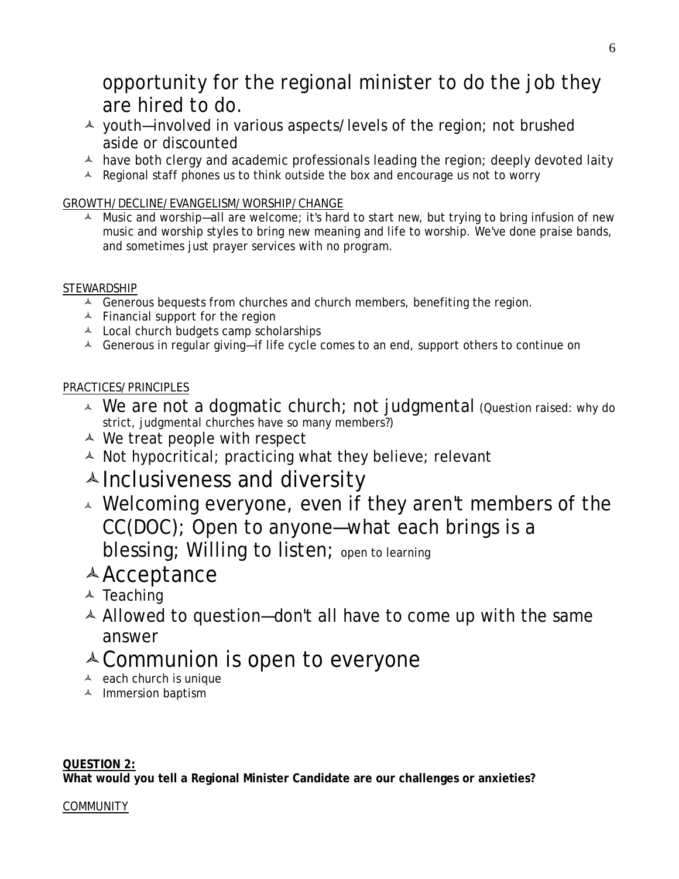opportunity for the regional minister to do the job they are hired to do.

- youth—involved in various aspects/levels of the region; not brushed aside or discounted
- have both clergy and academic professionals leading the region; deeply devoted laity
- Regional staff phones us to think outside the box and encourage us not to worry

<u>GROWTH/DECLINE/EVANGELISM/WORSHIP/CHANGE</u>

- Music and worship—all are welcome; it's hard to start new, but trying to bring infusion of new music and worship styles to bring new meaning and life to worship. We've done praise bands, and sometimes just prayer services with no program.

<u>STEWARDSHIP</u>

- Generous bequests from churches and church members, benefiting the region.
- Financial support for the region
- Local church budgets camp scholarships
- Generous in regular giving—if life cycle comes to an end, support others to continue on

<u>PRACTICES/PRINCIPLES</u>

- We are not a dogmatic church; not judgmental (Question raised: why do strict, judgmental churches have so many members?)
- We treat people with respect
- Not hypocritical; practicing what they believe; relevant
- Inclusiveness and diversity
- Welcoming everyone, even if they aren't members of the CC(DOC); Open to anyone—what each brings is a blessing; Willing to listen; open to learning
- Acceptance
- Teaching
- Allowed to question—don't all have to come up with the same answer
- Communion is open to everyone
- each church is unique
- Immersion baptism

**<u>QUESTION 2:</u>**
**What would you tell a Regional Minister Candidate are our challenges or anxieties?**

<u>COMMUNITY</u>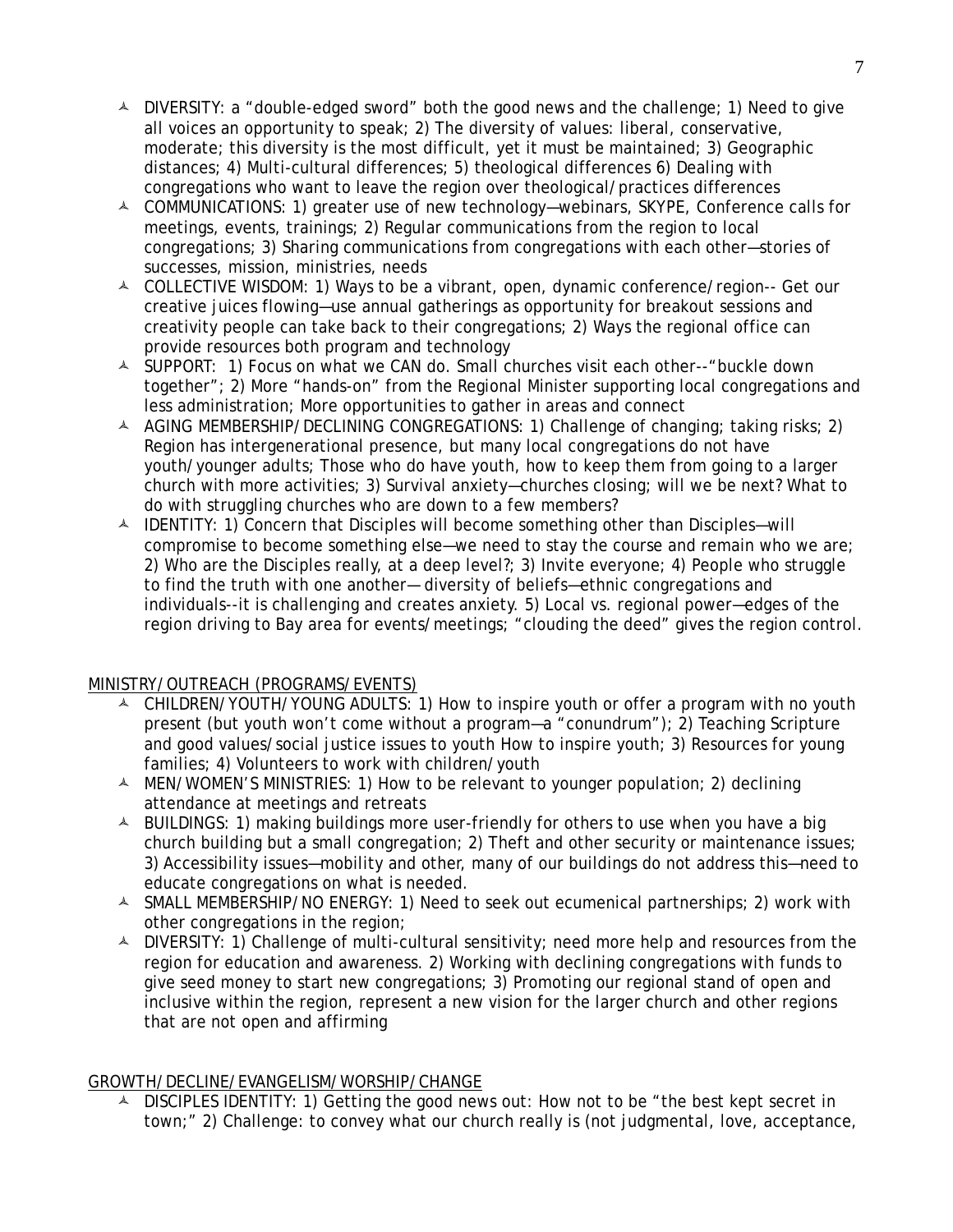- DIVERSITY: a "double-edged sword" both the good news and the challenge; 1) Need to give all voices an opportunity to speak; 2) The diversity of values: liberal, conservative, moderate; this diversity is the most difficult, yet it must be maintained; 3) Geographic distances; 4) Multi-cultural differences; 5) theological differences 6) Dealing with congregations who want to leave the region over theological/practices differences
- COMMUNICATIONS: 1) greater use of new technology—webinars, SKYPE, Conference calls for meetings, events, trainings; 2) Regular communications from the region to local congregations; 3) Sharing communications from congregations with each other—stories of successes, mission, ministries, needs
- COLLECTIVE WISDOM: 1) Ways to be a vibrant, open, dynamic conference/region-- Get our creative juices flowing—use annual gatherings as opportunity for breakout sessions and creativity people can take back to their congregations; 2) Ways the regional office can provide resources both program and technology
- SUPPORT: 1) Focus on what we CAN do. Small churches visit each other--"buckle down together"; 2) More "hands-on" from the Regional Minister supporting local congregations and less administration; More opportunities to gather in areas and connect
- AGING MEMBERSHIP/DECLINING CONGREGATIONS: 1) Challenge of changing; taking risks; 2) Region has intergenerational presence, but many local congregations do not have youth/younger adults; Those who do have youth, how to keep them from going to a larger church with more activities; 3) Survival anxiety—churches closing; will we be next? What to do with struggling churches who are down to a few members?
- IDENTITY: 1) Concern that Disciples will become something other than Disciples—will compromise to become something else—we need to stay the course and remain who we are; 2) Who are the Disciples really, at a deep level?; 3) Invite everyone; 4) People who struggle to find the truth with one another— diversity of beliefs—ethnic congregations and individuals--it is challenging and creates anxiety. 5) Local vs. regional power—edges of the region driving to Bay area for events/meetings; "clouding the deed" gives the region control.

<u>MINISTRY/OUTREACH (PROGRAMS/EVENTS)</u>

- CHILDREN/YOUTH/YOUNG ADULTS: 1) How to inspire youth or offer a program with no youth present (but youth won't come without a program—a "conundrum"); 2) Teaching Scripture and good values/social justice issues to youth How to inspire youth; 3) Resources for young families; 4) Volunteers to work with children/youth
- MEN/WOMEN'S MINISTRIES: 1) How to be relevant to younger population; 2) declining attendance at meetings and retreats
- BUILDINGS: 1) making buildings more user-friendly for others to use when you have a big church building but a small congregation; 2) Theft and other security or maintenance issues; 3) Accessibility issues—mobility and other, many of our buildings do not address this—need to educate congregations on what is needed.
- SMALL MEMBERSHIP/NO ENERGY: 1) Need to seek out ecumenical partnerships; 2) work with other congregations in the region;
- DIVERSITY: 1) Challenge of multi-cultural sensitivity; need more help and resources from the region for education and awareness. 2) Working with declining congregations with funds to give seed money to start new congregations; 3) Promoting our regional stand of open and inclusive within the region, represent a new vision for the larger church and other regions that are not open and affirming

<u>GROWTH/DECLINE/EVANGELISM/WORSHIP/CHANGE</u>

- DISCIPLES IDENTITY: 1) Getting the good news out: How not to be "the best kept secret in town;" 2) Challenge: to convey what our church really is (not judgmental, love, acceptance,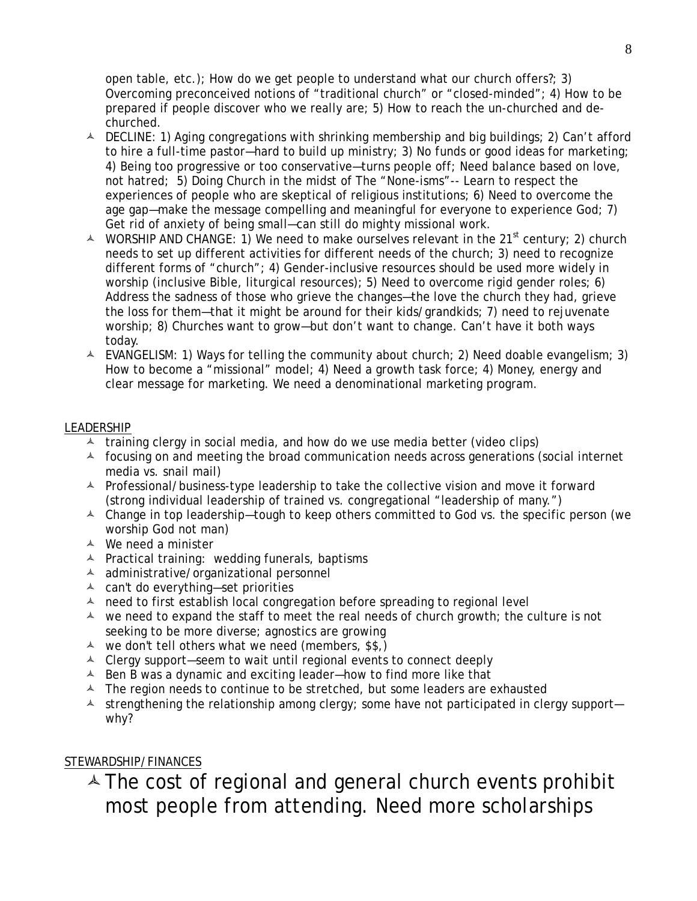open table, etc.); How do we get people to understand what our church offers?; 3) Overcoming preconceived notions of "traditional church" or "closed-minded"; 4) How to be prepared if people discover who we really are; 5) How to reach the un-churched and de-churched.

- DECLINE: 1) Aging congregations with shrinking membership and big buildings; 2) Can't afford to hire a full-time pastor—hard to build up ministry; 3) No funds or good ideas for marketing; 4) Being too progressive or too conservative—turns people off; Need balance based on love, not hatred; 5) Doing Church in the midst of The "None-isms"-- Learn to respect the experiences of people who are skeptical of religious institutions; 6) Need to overcome the age gap—make the message compelling and meaningful for everyone to experience God; 7) Get rid of anxiety of being small—can still do mighty missional work.
- WORSHIP AND CHANGE: 1) We need to make ourselves relevant in the 21st century; 2) church needs to set up different activities for different needs of the church; 3) need to recognize different forms of "church"; 4) Gender-inclusive resources should be used more widely in worship (inclusive Bible, liturgical resources); 5) Need to overcome rigid gender roles; 6) Address the sadness of those who grieve the changes—the love the church they had, grieve the loss for them—that it might be around for their kids/grandkids; 7) need to rejuvenate worship; 8) Churches want to grow—but don't want to change. Can't have it both ways today.
- EVANGELISM: 1) Ways for telling the community about church; 2) Need doable evangelism; 3) How to become a "missional" model; 4) Need a growth task force; 4) Money, energy and clear message for marketing. We need a denominational marketing program.

LEADERSHIP

- training clergy in social media, and how do we use media better (video clips)
- focusing on and meeting the broad communication needs across generations (social internet media vs. snail mail)
- Professional/business-type leadership to take the collective vision and move it forward (strong individual leadership of trained vs. congregational "leadership of many.")
- Change in top leadership—tough to keep others committed to God vs. the specific person (we worship God not man)
- We need a minister
- Practical training: wedding funerals, baptisms
- administrative/organizational personnel
- can't do everything—set priorities
- need to first establish local congregation before spreading to regional level
- we need to expand the staff to meet the real needs of church growth; the culture is not seeking to be more diverse; agnostics are growing
- we don't tell others what we need (members, $$,)
- Clergy support—seem to wait until regional events to connect deeply
- Ben B was a dynamic and exciting leader—how to find more like that
- The region needs to continue to be stretched, but some leaders are exhausted
- strengthening the relationship among clergy; some have not participated in clergy support—why?

STEWARDSHIP/FINANCES

- The cost of regional and general church events prohibit most people from attending. Need more scholarships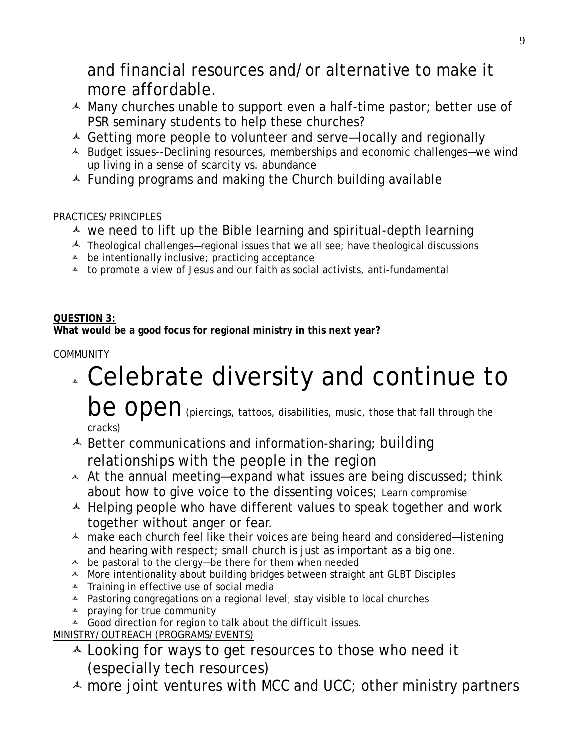and financial resources and/or alternative to make it more affordable.

- Many churches unable to support even a half-time pastor; better use of PSR seminary students to help these churches?
- Getting more people to volunteer and serve—locally and regionally
- Budget issues--Declining resources, memberships and economic challenges—we wind up living in a sense of scarcity vs. abundance
- Funding programs and making the Church building available

PRACTICES/PRINCIPLES

- we need to lift up the Bible learning and spiritual-depth learning
- Theological challenges—regional issues that we all see; have theological discussions
- be intentionally inclusive; practicing acceptance
- to promote a view of Jesus and our faith as social activists, anti-fundamental

**QUESTION 3:**
**What would be a good focus for regional ministry in this next year?**

COMMUNITY

- Celebrate diversity and continue to be open (piercings, tattoos, disabilities, music, those that fall through the cracks)
- Better communications and information-sharing; building relationships with the people in the region
- At the annual meeting—expand what issues are being discussed; think about how to give voice to the dissenting voices; Learn compromise
- Helping people who have different values to speak together and work together without anger or fear.
- make each church feel like their voices are being heard and considered—listening and hearing with respect; small church is just as important as a big one.
- be pastoral to the clergy—be there for them when needed
- More intentionality about building bridges between straight ant GLBT Disciples
- Training in effective use of social media
- Pastoring congregations on a regional level; stay visible to local churches
- praying for true community
- Good direction for region to talk about the difficult issues.

MINISTRY/OUTREACH (PROGRAMS/EVENTS)

- Looking for ways to get resources to those who need it (especially tech resources)
- more joint ventures with MCC and UCC; other ministry partners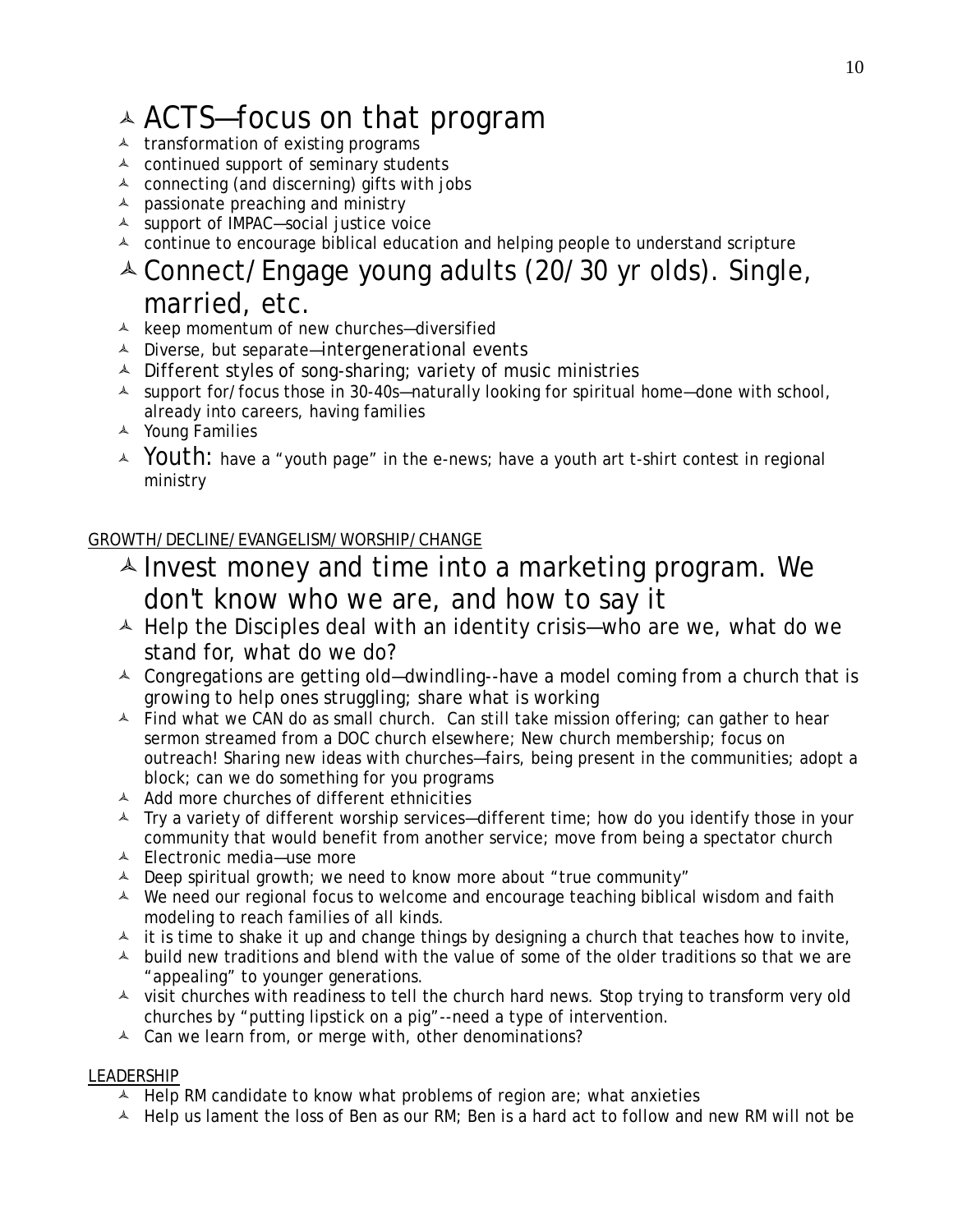- ACTS—focus on that program
  - transformation of existing programs
  - continued support of seminary students
  - connecting (and discerning) gifts with jobs
  - passionate preaching and ministry
  - support of IMPAC—social justice voice
  - continue to encourage biblical education and helping people to understand scripture
- Connect/Engage young adults (20/30 yr olds). Single, married, etc.
  - keep momentum of new churches—diversified
  - Diverse, but separate—intergenerational events
  - Different styles of song-sharing; variety of music ministries
  - support for/focus those in 30-40s—naturally looking for spiritual home—done with school, already into careers, having families
  - Young Families
  - Youth: have a "youth page" in the e-news; have a youth art t-shirt contest in regional ministry

<u>GROWTH/DECLINE/EVANGELISM/WORSHIP/CHANGE</u>

- Invest money and time into a marketing program. We don't know who we are, and how to say it
- Help the Disciples deal with an identity crisis—who are we, what do we stand for, what do we do?
- Congregations are getting old—dwindling--have a model coming from a church that is growing to help ones struggling; share what is working
- Find what we CAN do as small church. Can still take mission offering; can gather to hear sermon streamed from a DOC church elsewhere; New church membership; focus on outreach! Sharing new ideas with churches—fairs, being present in the communities; adopt a block; can we do something for you programs
- Add more churches of different ethnicities
- Try a variety of different worship services—different time; how do you identify those in your community that would benefit from another service; move from being a spectator church
- Electronic media—use more
- Deep spiritual growth; we need to know more about "true community"
- We need our regional focus to welcome and encourage teaching biblical wisdom and faith modeling to reach families of all kinds.
- it is time to shake it up and change things by designing a church that teaches how to invite,
- build new traditions and blend with the value of some of the older traditions so that we are "appealing" to younger generations.
- visit churches with readiness to tell the church hard news. Stop trying to transform very old churches by "putting lipstick on a pig"--need a type of intervention.
- Can we learn from, or merge with, other denominations?

<u>LEADERSHIP</u>

- Help RM candidate to know what problems of region are; what anxieties
- Help us lament the loss of Ben as our RM; Ben is a hard act to follow and new RM will not be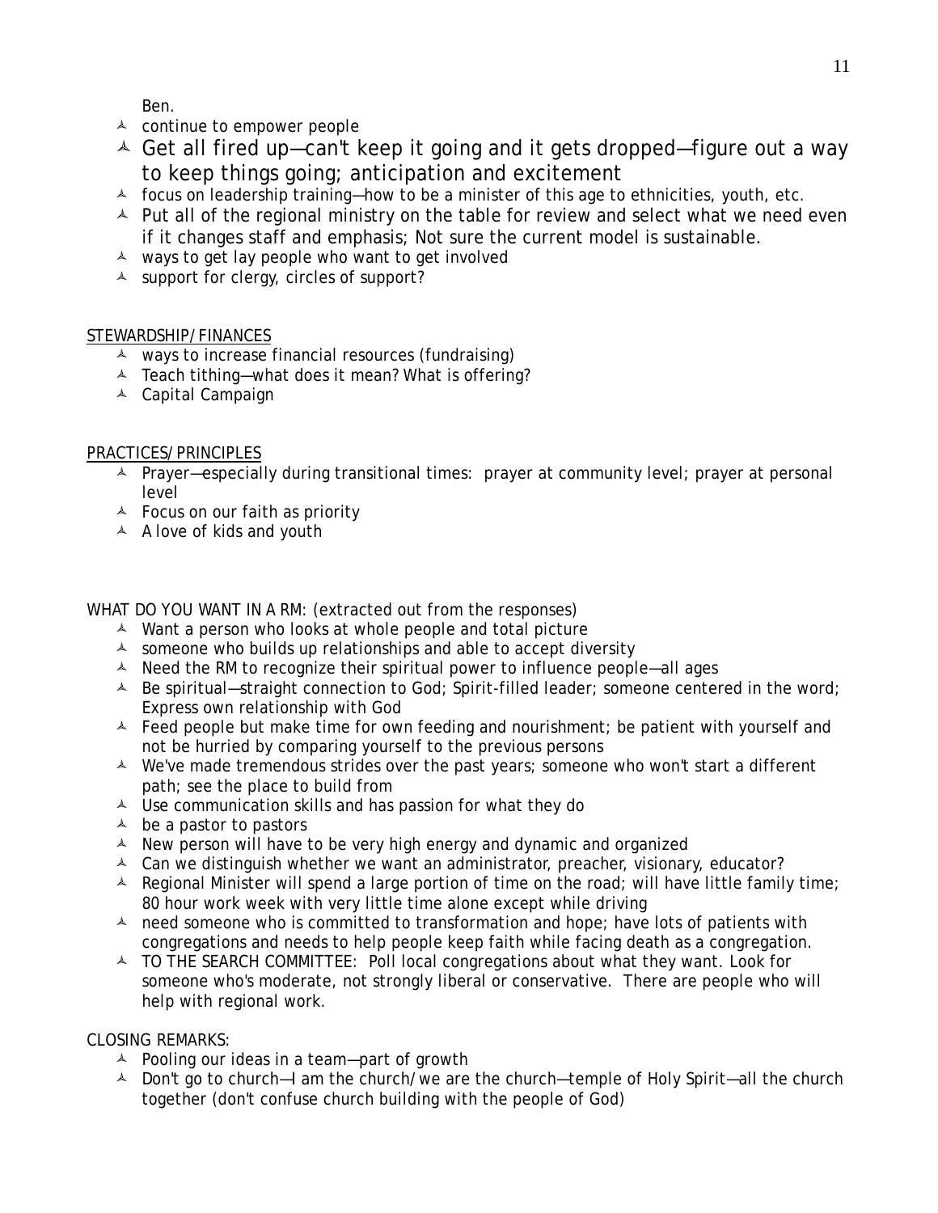Ben.

- continue to empower people
- Get all fired up—can't keep it going and it gets dropped—figure out a way to keep things going; anticipation and excitement
- focus on leadership training—how to be a minister of this age to ethnicities, youth, etc.
- Put all of the regional ministry on the table for review and select what we need even if it changes staff and emphasis; Not sure the current model is sustainable.
- ways to get lay people who want to get involved
- support for clergy, circles of support?

<u>STEWARDSHIP/FINANCES</u>

- ways to increase financial resources (fundraising)
- Teach tithing—what does it mean? What is offering?
- Capital Campaign

<u>PRACTICES/PRINCIPLES</u>

- Prayer—especially during transitional times: prayer at community level; prayer at personal level
- Focus on our faith as priority
- A love of kids and youth

WHAT DO YOU WANT IN A RM: (extracted out from the responses)

- Want a person who looks at whole people and total picture
- someone who builds up relationships and able to accept diversity
- Need the RM to recognize their spiritual power to influence people—all ages
- Be spiritual—straight connection to God; Spirit-filled leader; someone centered in the word; Express own relationship with God
- Feed people but make time for own feeding and nourishment; be patient with yourself and not be hurried by comparing yourself to the previous persons
- We've made tremendous strides over the past years; someone who won't start a different path; see the place to build from
- Use communication skills and has passion for what they do
- be a pastor to pastors
- New person will have to be very high energy and dynamic and organized
- Can we distinguish whether we want an administrator, preacher, visionary, educator?
- Regional Minister will spend a large portion of time on the road; will have little family time; 80 hour work week with very little time alone except while driving
- need someone who is committed to transformation and hope; have lots of patients with congregations and needs to help people keep faith while facing death as a congregation.
- TO THE SEARCH COMMITTEE: Poll local congregations about what they want. Look for someone who's moderate, not strongly liberal or conservative. There are people who will help with regional work.

CLOSING REMARKS:

- Pooling our ideas in a team—part of growth
- Don't go to church—I am the church/we are the church—temple of Holy Spirit—all the church together (don't confuse church building with the people of God)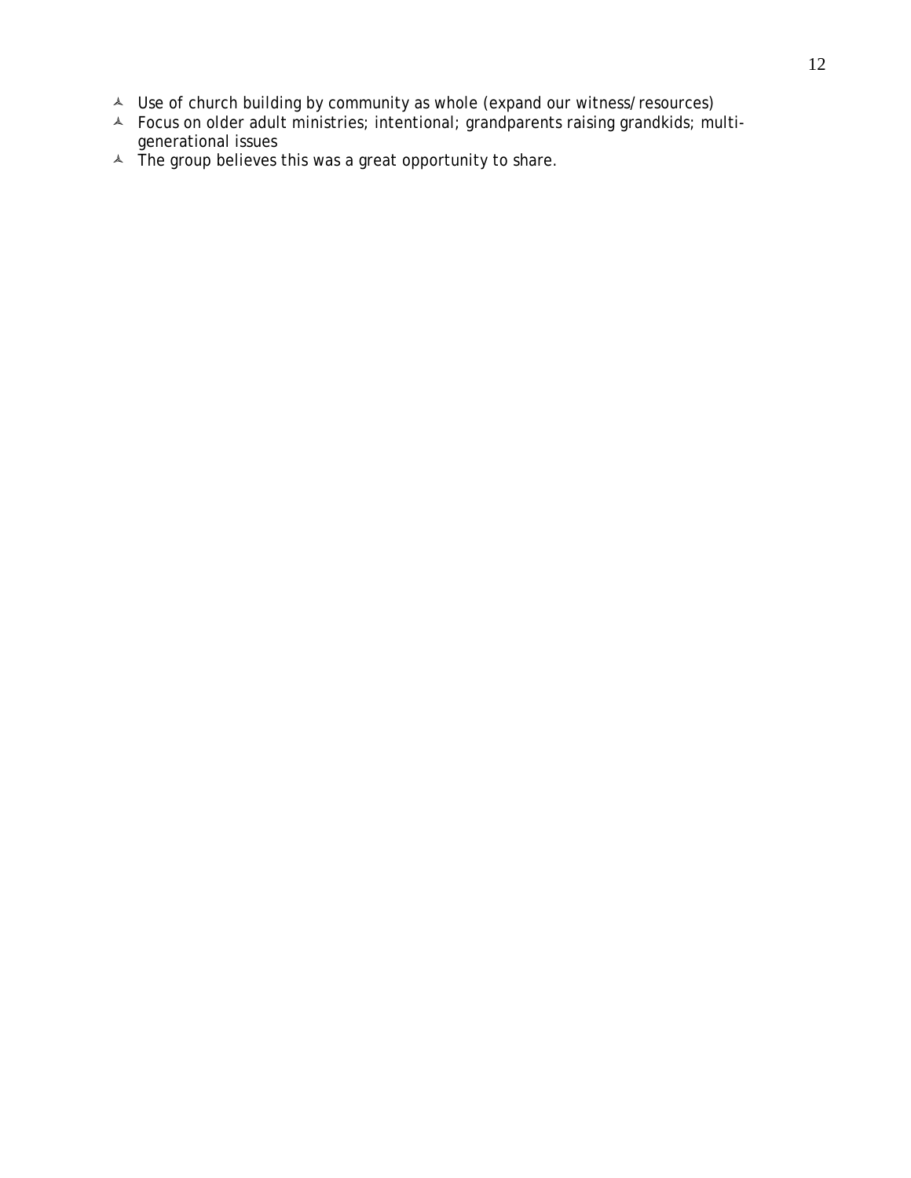- Use of church building by community as whole (expand our witness/resources)
- Focus on older adult ministries; intentional; grandparents raising grandkids; multi-generational issues
- The group believes this was a great opportunity to share.